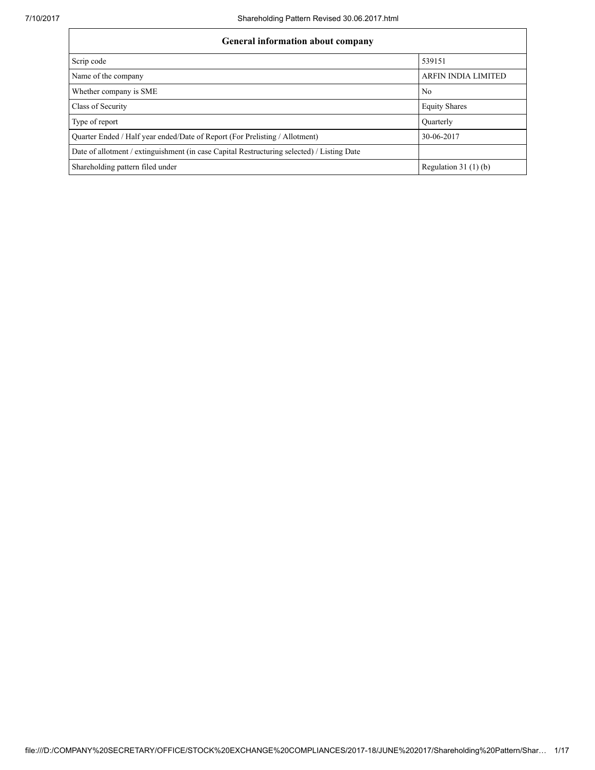| General information about company | |
|---|---|
| Scrip code | 539151 |
| Name of the company | ARFIN INDIA LIMITED |
| Whether company is SME | No |
| Class of Security | Equity Shares |
| Type of report | Quarterly |
| Quarter Ended / Half year ended/Date of Report (For Prelisting / Allotment) | 30-06-2017 |
| Date of allotment / extinguishment (in case Capital Restructuring selected) / Listing Date | |
| Shareholding pattern filed under | Regulation 31 (1) (b) |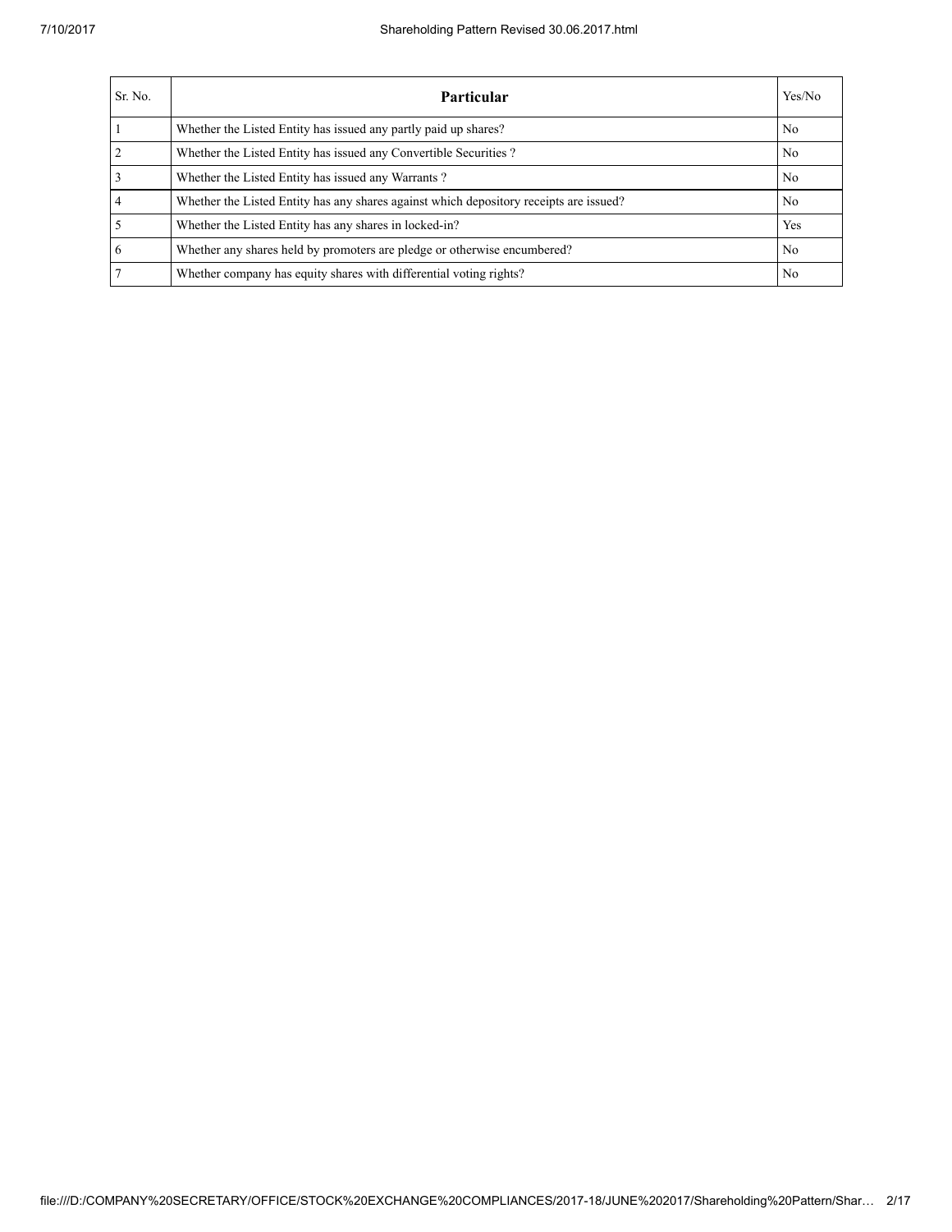| Sr. No. | Particular | Yes/No |
|---|---|---|
| 1 | Whether the Listed Entity has issued any partly paid up shares? | No |
| 2 | Whether the Listed Entity has issued any Convertible Securities ? | No |
| 3 | Whether the Listed Entity has issued any Warrants ? | No |
| 4 | Whether the Listed Entity has any shares against which depository receipts are issued? | No |
| 5 | Whether the Listed Entity has any shares in locked-in? | Yes |
| 6 | Whether any shares held by promoters are pledge or otherwise encumbered? | No |
| 7 | Whether company has equity shares with differential voting rights? | No |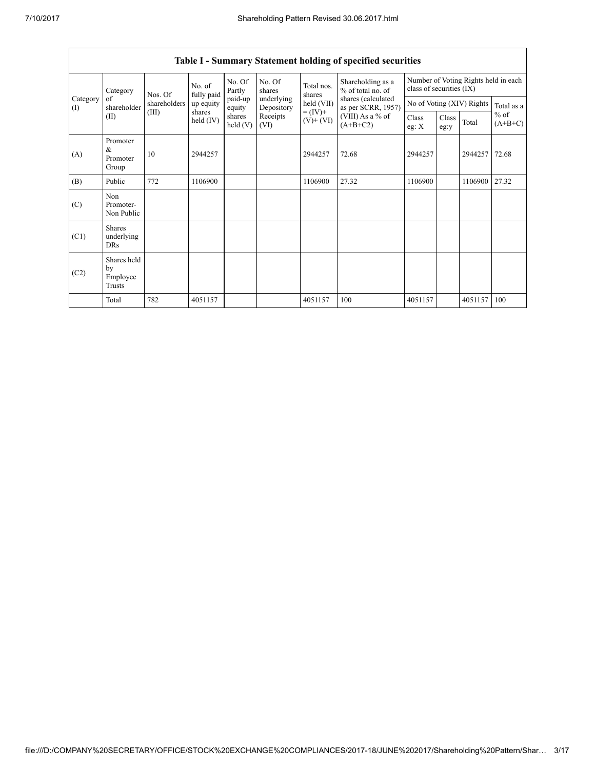| Table I - Summary Statement holding of specified securities | | | | | | | | | | | | |
|---|---|---|---|---|---|---|---|---|---|---|---|---|
| Category (I) | Category of shareholder (II) | Nos. Of shareholders (III) | No. of fully paid up equity shares held (IV) | No. Of Partly paid-up equity shares held (V) | No. Of shares underlying Depository Receipts (VI) | Total nos. shares held (VII) = (IV)+ (V)+ (VI) | Shareholding as a % of total no. of shares (calculated as per SCRR, 1957) (VIII) As a % of (A+B+C2) | Number of Voting Rights held in each class of securities (IX) | | | |
| | | | | | | | | No of Voting (XIV) Rights | | | Total as a % of (A+B+C) |
| | | | | | | | | Class eg: X | Class eg:y | Total | |
| (A) | Promoter & Promoter Group | 10 | 2944257 | | | 2944257 | 72.68 | 2944257 | | 2944257 | 72.68 |
| (B) | Public | 772 | 1106900 | | | 1106900 | 27.32 | 1106900 | | 1106900 | 27.32 |
| (C) | Non Promoter- Non Public | | | | | | | | | | |
| (C1) | Shares underlying DRs | | | | | | | | | | |
| (C2) | Shares held by Employee Trusts | | | | | | | | | | |
| | Total | 782 | 4051157 | | | 4051157 | 100 | 4051157 | | 4051157 | 100 |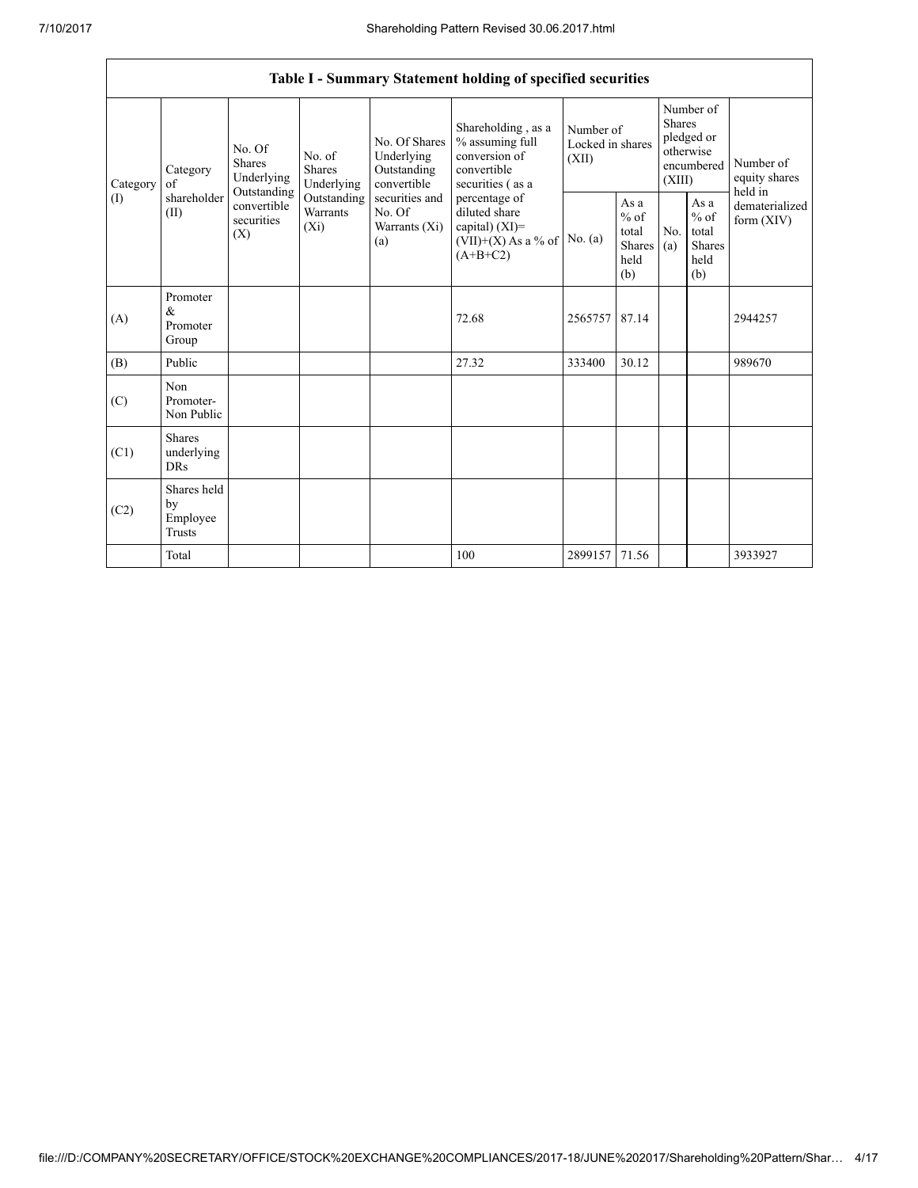| Table I - Summary Statement holding of specified securities | | | | | | | | | | | |
|---|---|---|---|---|---|---|---|---|---|---|---|
| Category (I) | Category of shareholder (II) | No. Of Shares Underlying Outstanding convertible securities (X) | No. of Shares Underlying Outstanding Warrants (Xi) | No. Of Shares Underlying Outstanding convertible securities and No. Of Warrants (Xi) (a) | Shareholding , as a % assuming full conversion of convertible securities ( as a percentage of diluted share capital) (XI)= (VII)+(X) As a % of (A+B+C2) | Number of Locked in shares (XII) | | Number of Shares pledged or otherwise encumbered (XIII) | | Number of equity shares held in dematerialized form (XIV) |
| | | | | | | No. (a) | As a % of total Shares held (b) | No. (a) | As a % of total Shares held (b) | |
| (A) | Promoter & Promoter Group | | | | 72.68 | 2565757 | 87.14 | | | 2944257 |
| (B) | Public | | | | 27.32 | 333400 | 30.12 | | | 989670 |
| (C) | Non Promoter- Non Public | | | | | | | | | |
| (C1) | Shares underlying DRs | | | | | | | | | |
| (C2) | Shares held by Employee Trusts | | | | | | | | | |
| | Total | | | | 100 | 2899157 | 71.56 | | | 3933927 |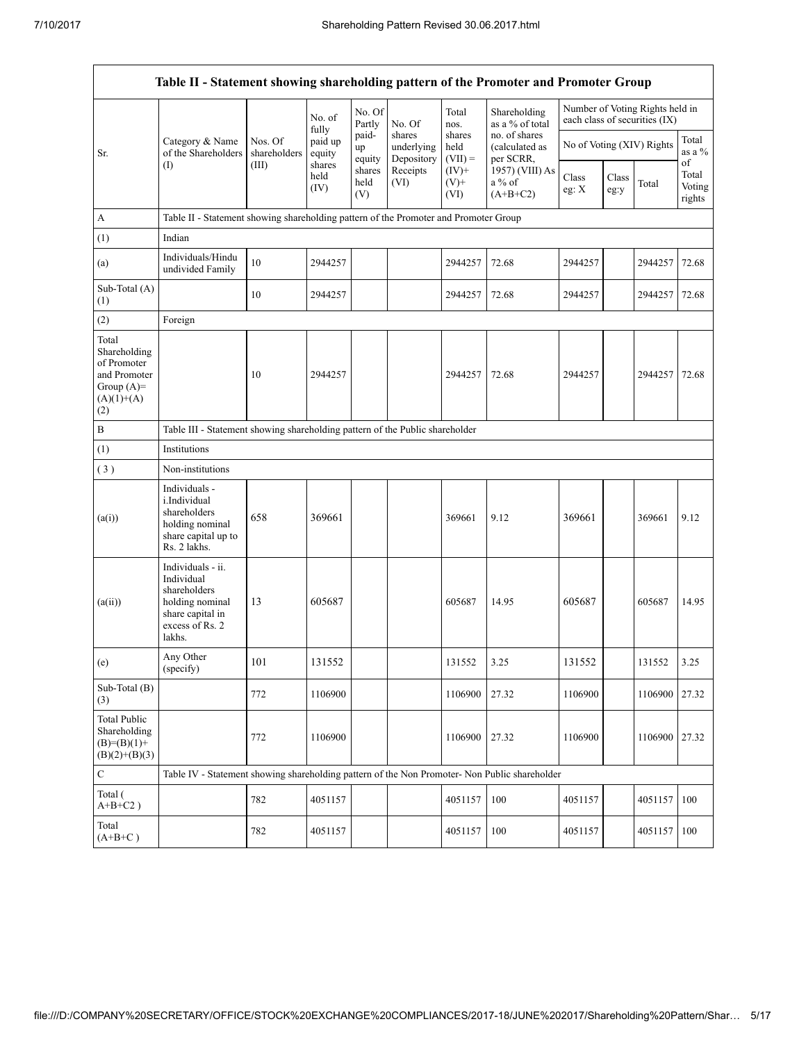| Table II - Statement showing shareholding pattern of the Promoter and Promoter Group | | | | | | | | | | | |
|---|---|---|---|---|---|---|---|---|---|---|---|
| Sr. | Category & Name of the Shareholders (I) | Nos. Of shareholders (III) | No. of fully paid up equity shares held (IV) | No. Of Partly paid-up equity shares held (V) | No. Of shares underlying Depository Receipts (VI) | Total nos. shares held (VII) = (IV)+ (V)+ (VI) | Shareholding as a % of total no. of shares (calculated as per SCRR, 1957) (VIII) As a % of (A+B+C2) | Number of Voting Rights held in each class of securities (IX) | | | |
| | | | | | | | | No of Voting (XIV) Rights | | | Total as a % of Total Voting rights |
| | | | | | | | | Class eg: X | Class eg:y | Total | |
| A | Table II - Statement showing shareholding pattern of the Promoter and Promoter Group | | | | | | | | | | |
| (1) | Indian | | | | | | | | | | |
| (a) | Individuals/Hindu undivided Family | 10 | 2944257 | | | 2944257 | 72.68 | 2944257 | | 2944257 | 72.68 |
| Sub-Total (A) (1) | | 10 | 2944257 | | | 2944257 | 72.68 | 2944257 | | 2944257 | 72.68 |
| (2) | Foreign | | | | | | | | | | |
| Total Shareholding of Promoter and Promoter Group (A)= (A)(1)+(A)(2) | | 10 | 2944257 | | | 2944257 | 72.68 | 2944257 | | 2944257 | 72.68 |
| B | Table III - Statement showing shareholding pattern of the Public shareholder | | | | | | | | | | |
| (1) | Institutions | | | | | | | | | | |
| (3) | Non-institutions | | | | | | | | | | |
| (a(i)) | Individuals - i.Individual shareholders holding nominal share capital up to Rs. 2 lakhs. | 658 | 369661 | | | 369661 | 9.12 | 369661 | | 369661 | 9.12 |
| (a(ii)) | Individuals - ii. Individual shareholders holding nominal share capital in excess of Rs. 2 lakhs. | 13 | 605687 | | | 605687 | 14.95 | 605687 | | 605687 | 14.95 |
| (e) | Any Other (specify) | 101 | 131552 | | | 131552 | 3.25 | 131552 | | 131552 | 3.25 |
| Sub-Total (B) (3) | | 772 | 1106900 | | | 1106900 | 27.32 | 1106900 | | 1106900 | 27.32 |
| Total Public Shareholding (B)=(B)(1)+(B)(2)+(B)(3) | | 772 | 1106900 | | | 1106900 | 27.32 | 1106900 | | 1106900 | 27.32 |
| C | Table IV - Statement showing shareholding pattern of the Non Promoter- Non Public shareholder | | | | | | | | | | |
| Total ( A+B+C2 ) | | 782 | 4051157 | | | 4051157 | 100 | 4051157 | | 4051157 | 100 |
| Total (A+B+C ) | | 782 | 4051157 | | | 4051157 | 100 | 4051157 | | 4051157 | 100 |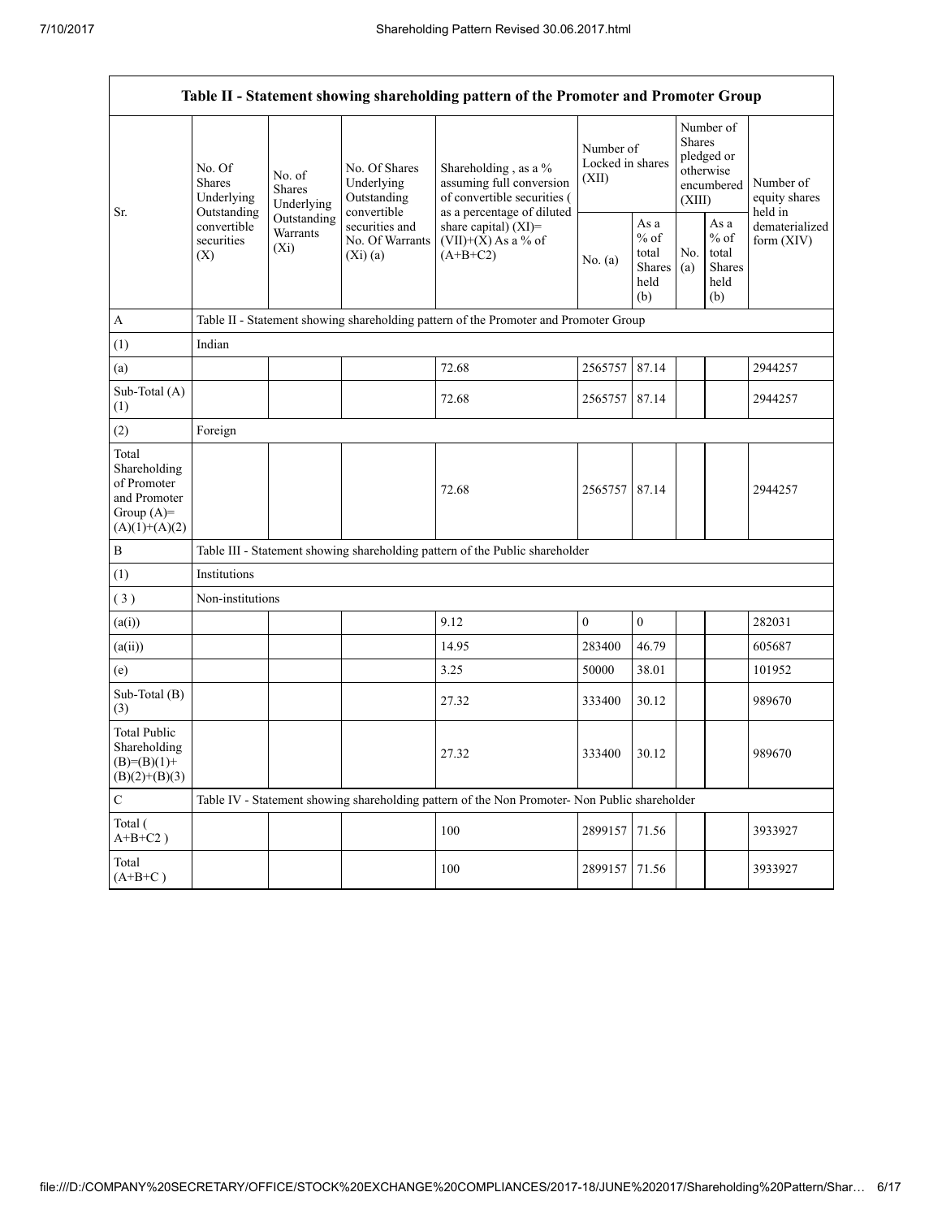| Table II - Statement showing shareholding pattern of the Promoter and Promoter Group | | | | | | | | | |
|---|---|---|---|---|---|---|---|---|---|
| Sr. | No. Of Shares Underlying Outstanding convertible securities (X) | No. of Shares Underlying Outstanding Warrants (Xi) | No. Of Shares Underlying Outstanding convertible securities and No. Of Warrants (Xi) (a) | Shareholding , as a % assuming full conversion of convertible securities ( as a percentage of diluted share capital) (XI)= (VII)+(X) As a % of (A+B+C2) | Number of Locked in shares (XII) | | Number of Shares pledged or otherwise encumbered (XIII) | | Number of equity shares held in dematerialized form (XIV) |
| | | | | | No. (a) | As a % of total Shares held (b) | No. (a) | As a % of total Shares held (b) | |
| A | Table II - Statement showing shareholding pattern of the Promoter and Promoter Group | | | | | | | | |
| (1) | Indian | | | | | | | | |
| (a) | | | | 72.68 | 2565757 | 87.14 | | | 2944257 |
| Sub-Total (A) (1) | | | | 72.68 | 2565757 | 87.14 | | | 2944257 |
| (2) | Foreign | | | | | | | | |
| Total Shareholding of Promoter and Promoter Group (A)= (A)(1)+(A)(2) | | | | 72.68 | 2565757 | 87.14 | | | 2944257 |
| B | Table III - Statement showing shareholding pattern of the Public shareholder | | | | | | | | |
| (1) | Institutions | | | | | | | | |
| ( 3 ) | Non-institutions | | | | | | | | |
| (a(i)) | | | | 9.12 | 0 | 0 | | | 282031 |
| (a(ii)) | | | | 14.95 | 283400 | 46.79 | | | 605687 |
| (e) | | | | 3.25 | 50000 | 38.01 | | | 101952 |
| Sub-Total (B) (3) | | | | 27.32 | 333400 | 30.12 | | | 989670 |
| Total Public Shareholding (B)=(B)(1)+(B)(2)+(B)(3) | | | | 27.32 | 333400 | 30.12 | | | 989670 |
| C | Table IV - Statement showing shareholding pattern of the Non Promoter- Non Public shareholder | | | | | | | | |
| Total ( A+B+C2 ) | | | | 100 | 2899157 | 71.56 | | | 3933927 |
| Total (A+B+C ) | | | | 100 | 2899157 | 71.56 | | | 3933927 |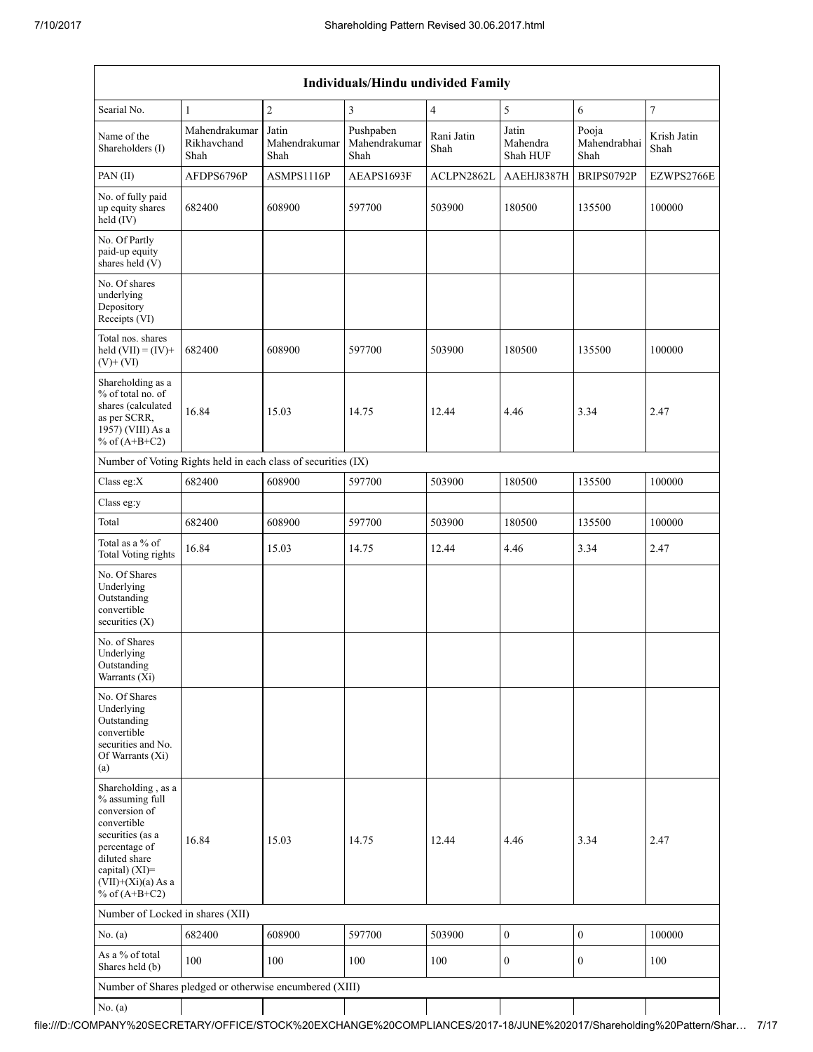| Individuals/Hindu undivided Family | | | | | | | |
|---|---|---|---|---|---|---|---|
| Searial No. | 1 | 2 | 3 | 4 | 5 | 6 | 7 |
| Name of the Shareholders (I) | Mahendrakumar Rikhavchand Shah | Jatin Mahendrakumar Shah | Pushpaben Mahendrakumar Shah | Rani Jatin Shah | Jatin Mahendra Shah HUF | Pooja Mahendrabhai Shah | Krish Jatin Shah |
| PAN (II) | AFDPS6796P | ASMPS1116P | AEAPS1693F | ACLPN2862L | AAEHJ8387H | BRIPS0792P | EZWPS2766E |
| No. of fully paid up equity shares held (IV) | 682400 | 608900 | 597700 | 503900 | 180500 | 135500 | 100000 |
| No. Of Partly paid-up equity shares held (V) | | | | | | | |
| No. Of shares underlying Depository Receipts (VI) | | | | | | | |
| Total nos. shares held (VII) = (IV)+ (V)+ (VI) | 682400 | 608900 | 597700 | 503900 | 180500 | 135500 | 100000 |
| Shareholding as a % of total no. of shares (calculated as per SCRR, 1957) (VIII) As a % of (A+B+C2) | 16.84 | 15.03 | 14.75 | 12.44 | 4.46 | 3.34 | 2.47 |
| Number of Voting Rights held in each class of securities (IX) | | | | | | | |
| Class eg:X | 682400 | 608900 | 597700 | 503900 | 180500 | 135500 | 100000 |
| Class eg:y | | | | | | | |
| Total | 682400 | 608900 | 597700 | 503900 | 180500 | 135500 | 100000 |
| Total as a % of Total Voting rights | 16.84 | 15.03 | 14.75 | 12.44 | 4.46 | 3.34 | 2.47 |
| No. Of Shares Underlying Outstanding convertible securities (X) | | | | | | | |
| No. of Shares Underlying Outstanding Warrants (Xi) | | | | | | | |
| No. Of Shares Underlying Outstanding convertible securities and No. Of Warrants (Xi) (a) | | | | | | | |
| Shareholding , as a % assuming full conversion of convertible securities (as a percentage of diluted share capital) (XI)= (VII)+(Xi)(a) As a % of (A+B+C2) | 16.84 | 15.03 | 14.75 | 12.44 | 4.46 | 3.34 | 2.47 |
| Number of Locked in shares (XII) | | | | | | | |
| No. (a) | 682400 | 608900 | 597700 | 503900 | 0 | 0 | 100000 |
| As a % of total Shares held (b) | 100 | 100 | 100 | 100 | 0 | 0 | 100 |
| Number of Shares pledged or otherwise encumbered (XIII) | | | | | | | |
| No. (a) | | | | | | | |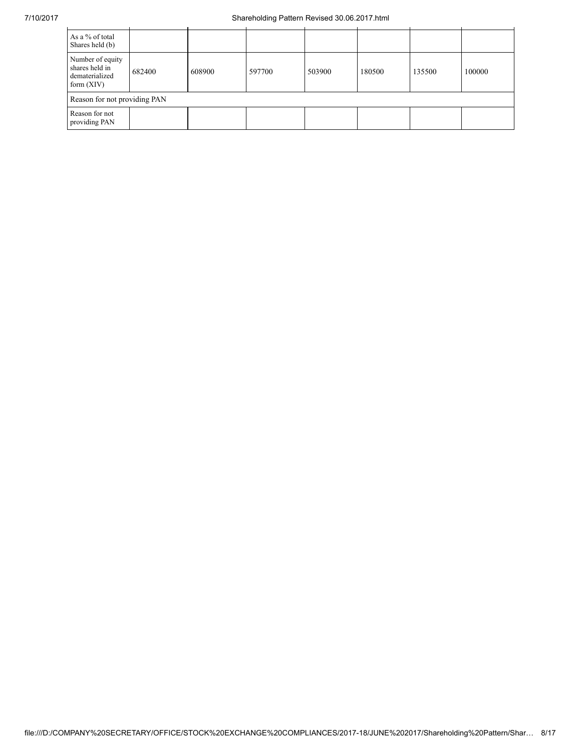| As a % of total Shares held (b) | | | | | | | |
|---|---|---|---|---|---|---|---|
| Number of equity shares held in dematerialized form (XIV) | 682400 | 608900 | 597700 | 503900 | 180500 | 135500 | 100000 |
| Reason for not providing PAN | | | | | | | |
| Reason for not providing PAN | | | | | | | |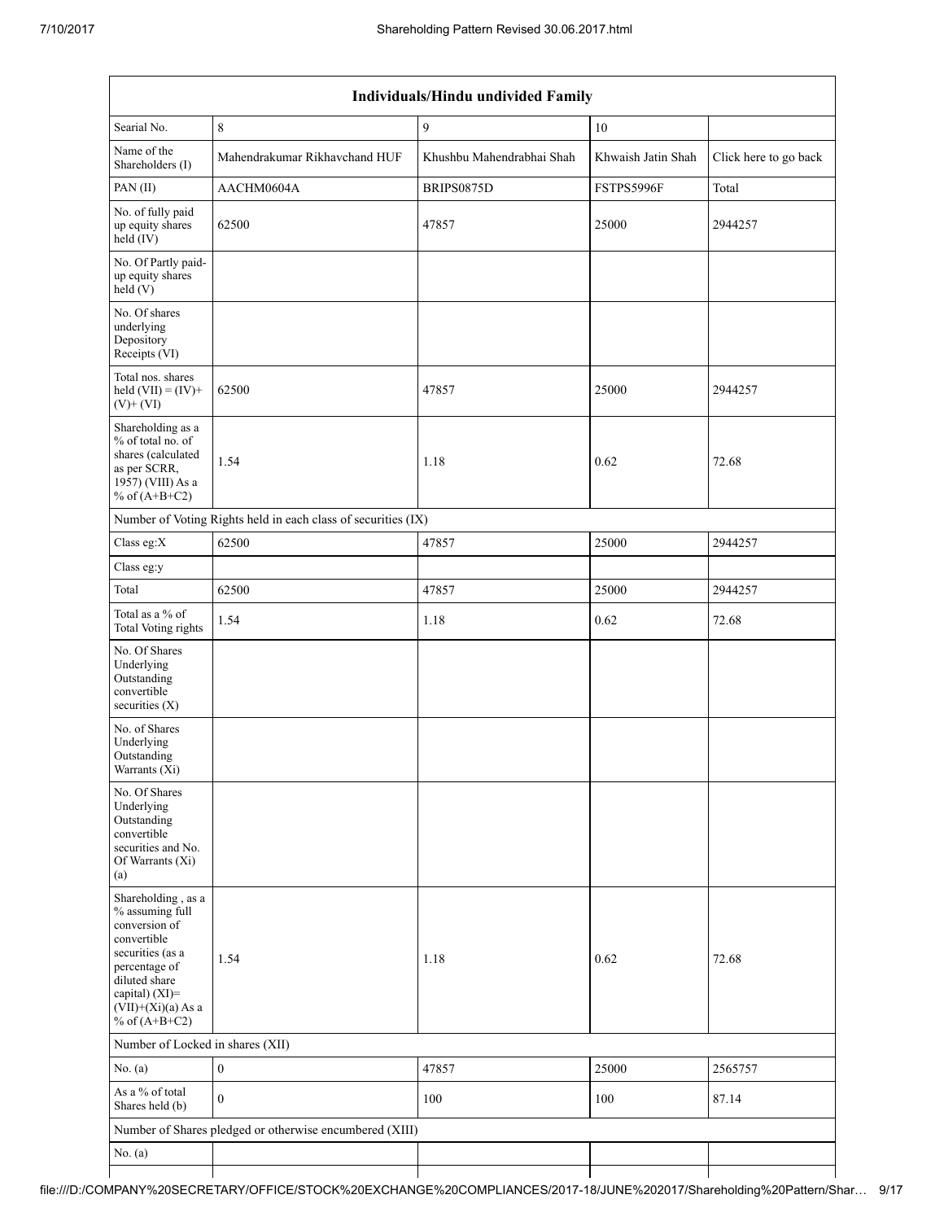| Individuals/Hindu undivided Family | | | | |
|---|---|---|---|---|
| Searial No. | 8 | 9 | 10 | |
| Name of the Shareholders (I) | Mahendrakumar Rikhavchand HUF | Khushbu Mahendrabhai Shah | Khwaish Jatin Shah | Click here to go back |
| PAN (II) | AACHM0604A | BRIPS0875D | FSTPS5996F | Total |
| No. of fully paid up equity shares held (IV) | 62500 | 47857 | 25000 | 2944257 |
| No. Of Partly paid-up equity shares held (V) | | | | |
| No. Of shares underlying Depository Receipts (VI) | | | | |
| Total nos. shares held (VII) = (IV)+ (V)+ (VI) | 62500 | 47857 | 25000 | 2944257 |
| Shareholding as a % of total no. of shares (calculated as per SCRR, 1957) (VIII) As a % of (A+B+C2) | 1.54 | 1.18 | 0.62 | 72.68 |
| Number of Voting Rights held in each class of securities (IX) | | | | |
| Class eg:X | 62500 | 47857 | 25000 | 2944257 |
| Class eg:y | | | | |
| Total | 62500 | 47857 | 25000 | 2944257 |
| Total as a % of Total Voting rights | 1.54 | 1.18 | 0.62 | 72.68 |
| No. Of Shares Underlying Outstanding convertible securities (X) | | | | |
| No. of Shares Underlying Outstanding Warrants (Xi) | | | | |
| No. Of Shares Underlying Outstanding convertible securities and No. Of Warrants (Xi) (a) | | | | |
| Shareholding , as a % assuming full conversion of convertible securities (as a percentage of diluted share capital) (XI)= (VII)+(Xi)(a) As a % of (A+B+C2) | 1.54 | 1.18 | 0.62 | 72.68 |
| Number of Locked in shares (XII) | | | | |
| No. (a) | 0 | 47857 | 25000 | 2565757 |
| As a % of total Shares held (b) | 0 | 100 | 100 | 87.14 |
| Number of Shares pledged or otherwise encumbered (XIII) | | | | |
| No. (a) | | | | |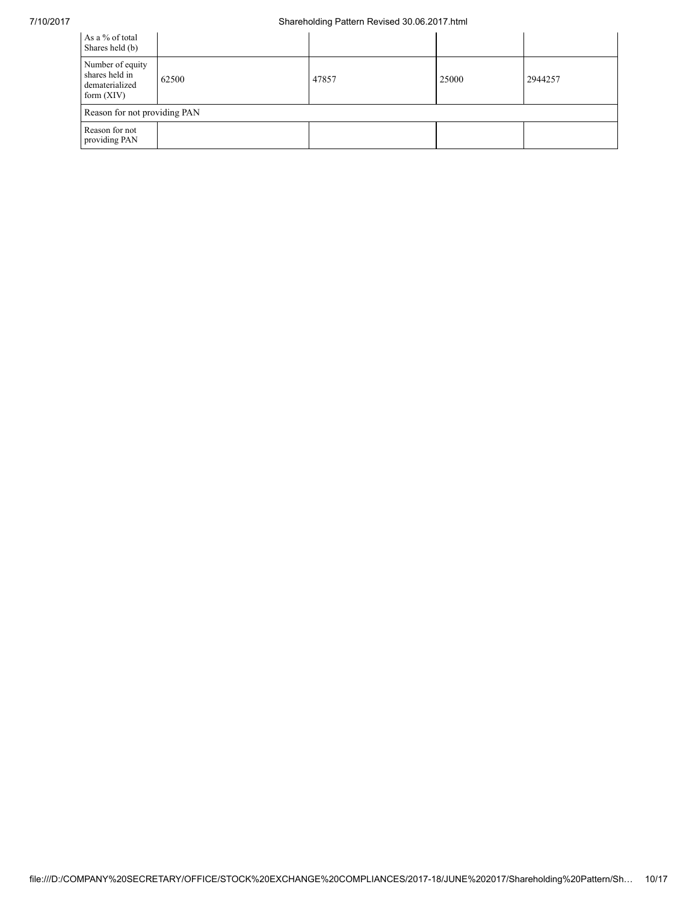| As a % of total Shares held (b) | | | | |
|---|---|---|---|---|
| Number of equity shares held in dematerialized form (XIV) | 62500 | 47857 | 25000 | 2944257 |
| Reason for not providing PAN | | | | |
| Reason for not providing PAN | | | | |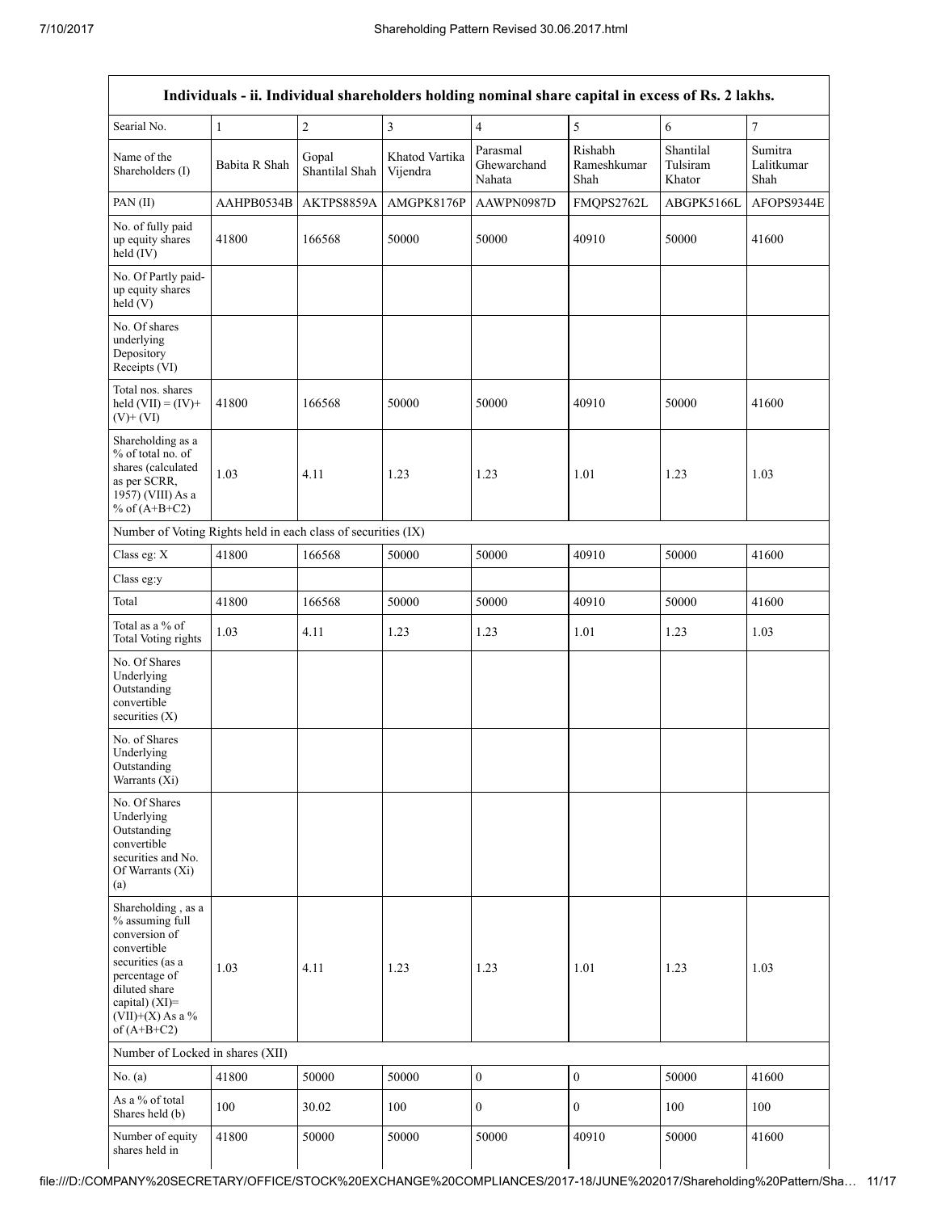| Individuals - ii. Individual shareholders holding nominal share capital in excess of Rs. 2 lakhs. | | | | | | | |
|---|---|---|---|---|---|---|---|
| Searial No. | 1 | 2 | 3 | 4 | 5 | 6 | 7 |
| Name of the Shareholders (I) | Babita R Shah | Gopal Shantilal Shah | Khatod Vartika Vijendra | Parasmal Ghewarchand Nahata | Rishabh Rameshkumar Shah | Shantilal Tulsiram Khator | Sumitra Lalitkumar Shah |
| PAN (II) | AAHPB0534B | AKTPS8859A | AMGPK8176P | AAWPN0987D | FMQPS2762L | ABGPK5166L | AFOPS9344E |
| No. of fully paid up equity shares held (IV) | 41800 | 166568 | 50000 | 50000 | 40910 | 50000 | 41600 |
| No. Of Partly paid-up equity shares held (V) | | | | | | | |
| No. Of shares underlying Depository Receipts (VI) | | | | | | | |
| Total nos. shares held (VII) = (IV)+ (V)+ (VI) | 41800 | 166568 | 50000 | 50000 | 40910 | 50000 | 41600 |
| Shareholding as a % of total no. of shares (calculated as per SCRR, 1957) (VIII) As a % of (A+B+C2) | 1.03 | 4.11 | 1.23 | 1.23 | 1.01 | 1.23 | 1.03 |
| Number of Voting Rights held in each class of securities (IX) | | | | | | | |
| Class eg: X | 41800 | 166568 | 50000 | 50000 | 40910 | 50000 | 41600 |
| Class eg:y | | | | | | | |
| Total | 41800 | 166568 | 50000 | 50000 | 40910 | 50000 | 41600 |
| Total as a % of Total Voting rights | 1.03 | 4.11 | 1.23 | 1.23 | 1.01 | 1.23 | 1.03 |
| No. Of Shares Underlying Outstanding convertible securities (X) | | | | | | | |
| No. of Shares Underlying Outstanding Warrants (Xi) | | | | | | | |
| No. Of Shares Underlying Outstanding convertible securities and No. Of Warrants (Xi) (a) | | | | | | | |
| Shareholding , as a % assuming full conversion of convertible securities (as a percentage of diluted share capital) (XI)= (VII)+(X) As a % of (A+B+C2) | 1.03 | 4.11 | 1.23 | 1.23 | 1.01 | 1.23 | 1.03 |
| Number of Locked in shares (XII) | | | | | | | |
| No. (a) | 41800 | 50000 | 50000 | 0 | 0 | 50000 | 41600 |
| As a % of total Shares held (b) | 100 | 30.02 | 100 | 0 | 0 | 100 | 100 |
| Number of equity shares held in | 41800 | 50000 | 50000 | 50000 | 40910 | 50000 | 41600 |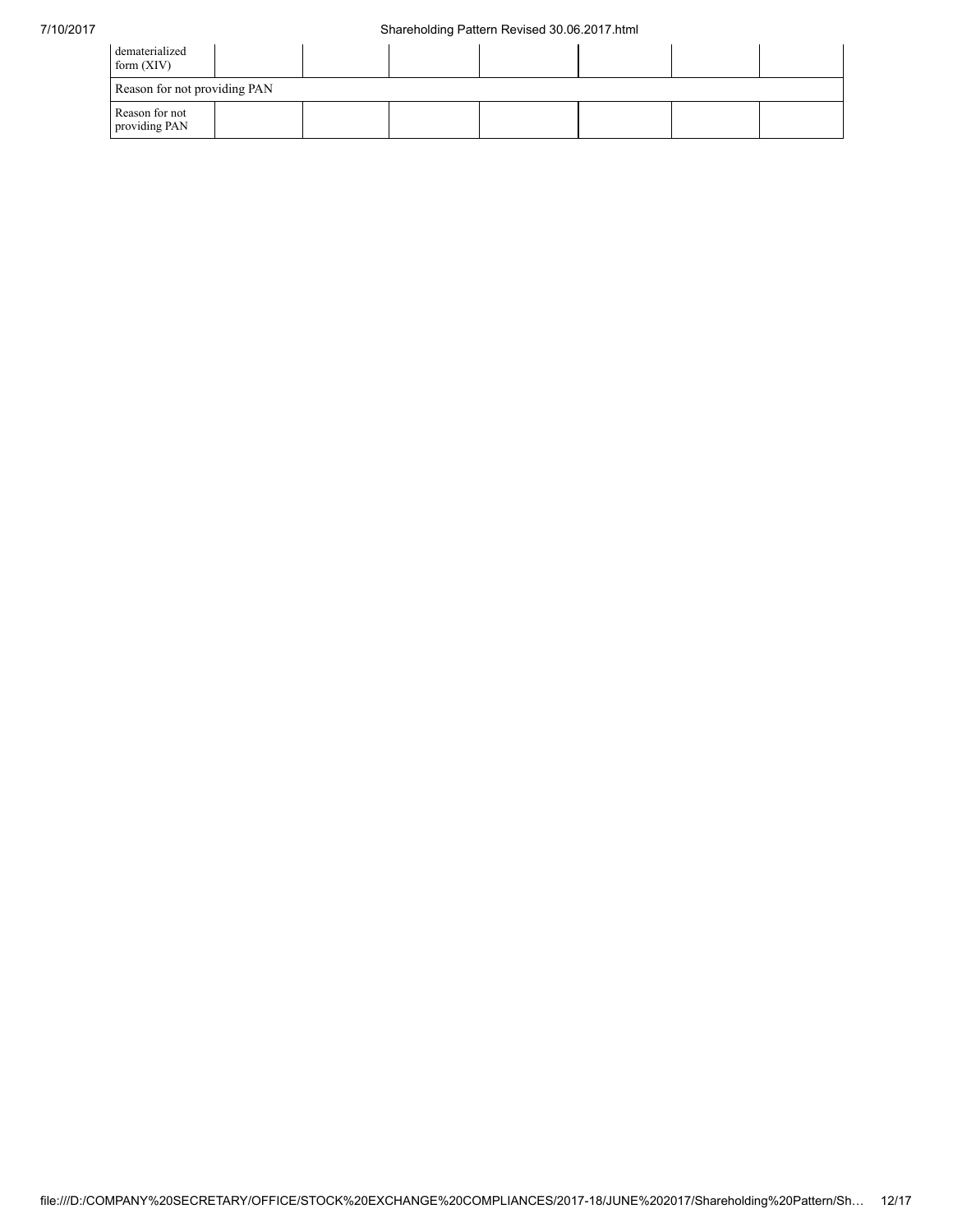| | | | | | | | |
|---|---|---|---|---|---|---|---|
| dematerialized form (XIV) | | | | | | | |
| Reason for not providing PAN | | | | | | | |
| Reason for not providing PAN | | | | | | | |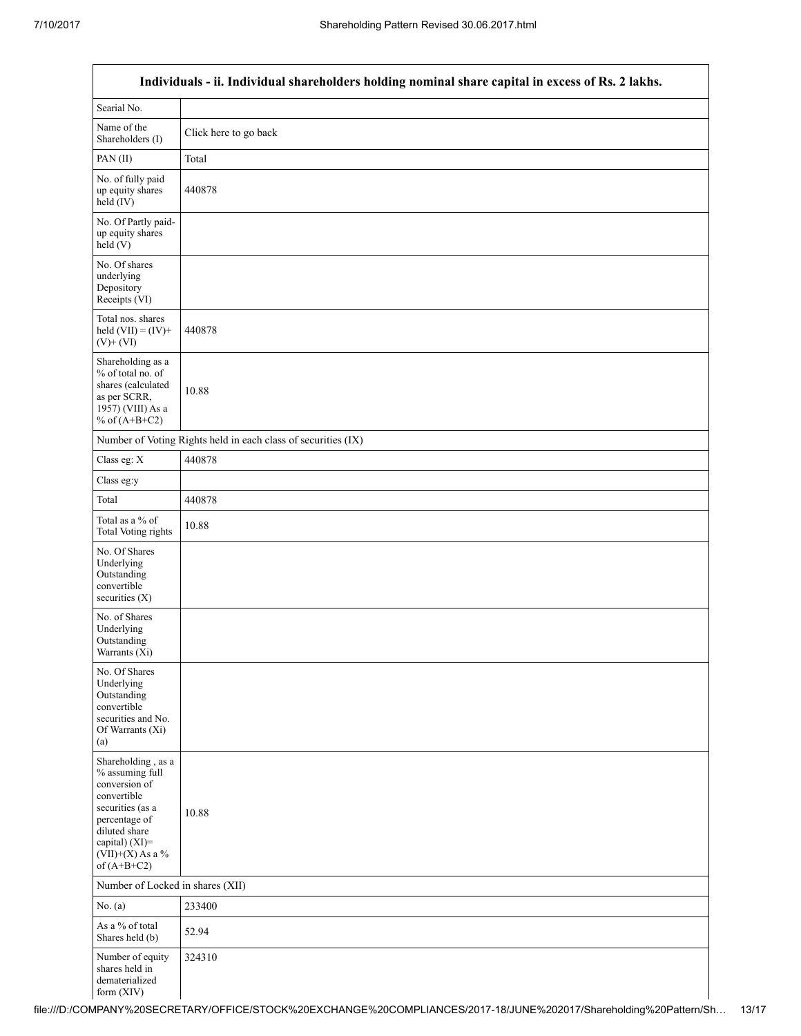| Individuals - ii. Individual shareholders holding nominal share capital in excess of Rs. 2 lakhs. | |
|---|---|
| Searial No. | |
| Name of the Shareholders (I) | Click here to go back |
| PAN (II) | Total |
| No. of fully paid up equity shares held (IV) | 440878 |
| No. Of Partly paid-up equity shares held (V) | |
| No. Of shares underlying Depository Receipts (VI) | |
| Total nos. shares held (VII) = (IV)+ (V)+ (VI) | 440878 |
| Shareholding as a % of total no. of shares (calculated as per SCRR, 1957) (VIII) As a % of (A+B+C2) | 10.88 |
| Number of Voting Rights held in each class of securities (IX) | |
| Class eg: X | 440878 |
| Class eg:y | |
| Total | 440878 |
| Total as a % of Total Voting rights | 10.88 |
| No. Of Shares Underlying Outstanding convertible securities (X) | |
| No. of Shares Underlying Outstanding Warrants (Xi) | |
| No. Of Shares Underlying Outstanding convertible securities and No. Of Warrants (Xi) (a) | |
| Shareholding , as a % assuming full conversion of convertible securities (as a percentage of diluted share capital) (XI)= (VII)+(X) As a % of (A+B+C2) | 10.88 |
| Number of Locked in shares (XII) | |
| No. (a) | 233400 |
| As a % of total Shares held (b) | 52.94 |
| Number of equity shares held in dematerialized form (XIV) | 324310 |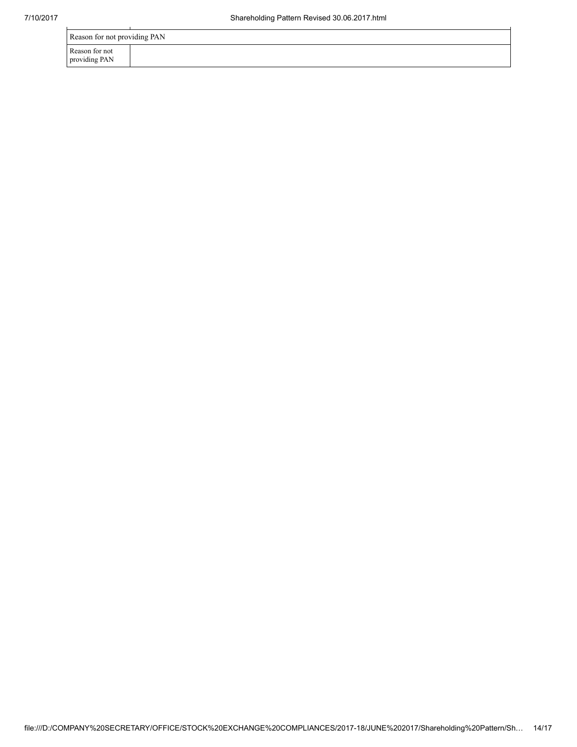| Reason for not providing PAN | |
|---|---|
| Reason for not providing PAN | |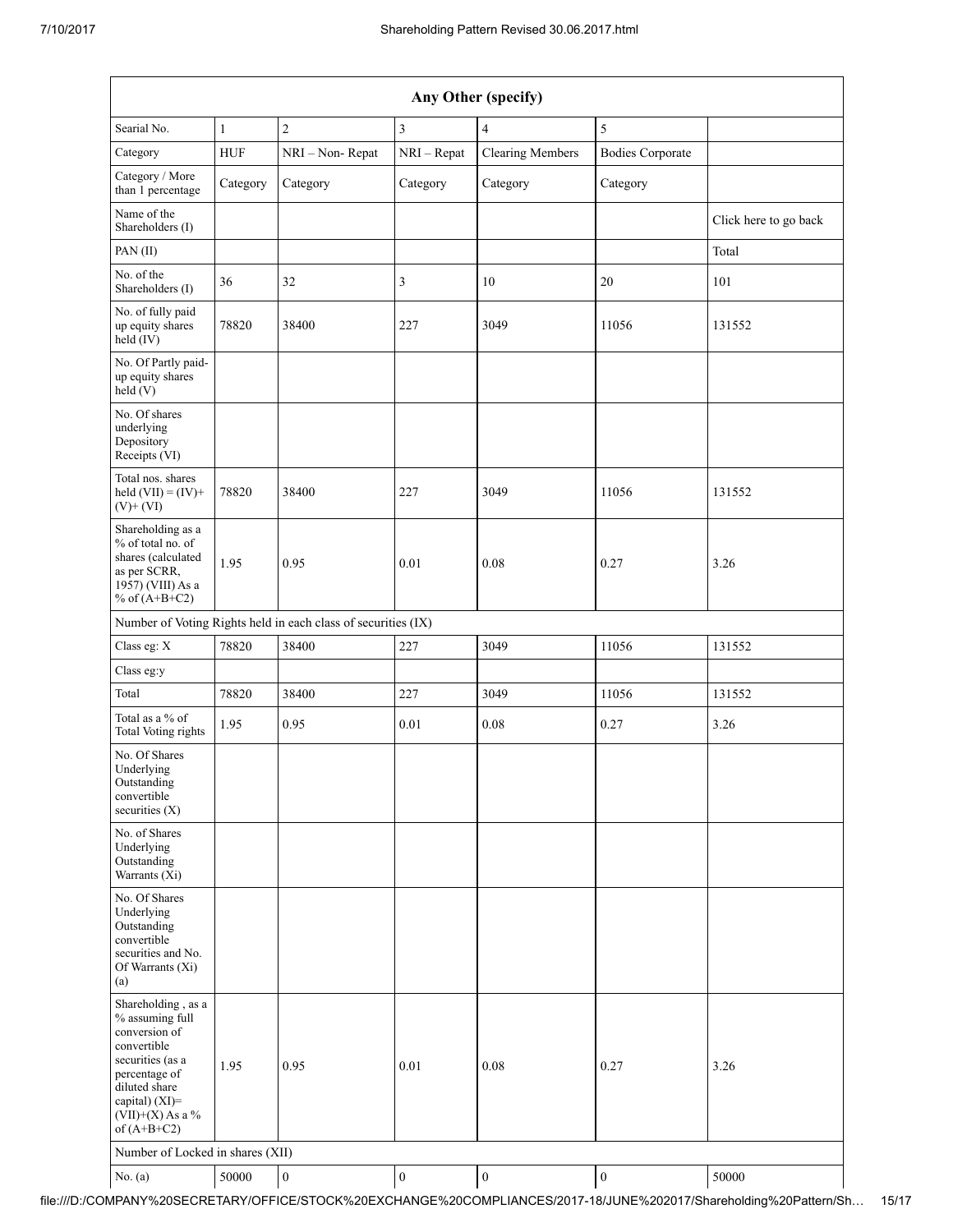| Any Other (specify) | | | | | | |
|---|---|---|---|---|---|---|
| Searial No. | 1 | 2 | 3 | 4 | 5 | |
| Category | HUF | NRI – Non- Repat | NRI – Repat | Clearing Members | Bodies Corporate | |
| Category / More than 1 percentage | Category | Category | Category | Category | Category | |
| Name of the Shareholders (I) | | | | | | Click here to go back |
| PAN (II) | | | | | | Total |
| No. of the Shareholders (I) | 36 | 32 | 3 | 10 | 20 | 101 |
| No. of fully paid up equity shares held (IV) | 78820 | 38400 | 227 | 3049 | 11056 | 131552 |
| No. Of Partly paid-up equity shares held (V) | | | | | | |
| No. Of shares underlying Depository Receipts (VI) | | | | | | |
| Total nos. shares held (VII) = (IV)+(V)+ (VI) | 78820 | 38400 | 227 | 3049 | 11056 | 131552 |
| Shareholding as a % of total no. of shares (calculated as per SCRR, 1957) (VIII) As a % of (A+B+C2) | 1.95 | 0.95 | 0.01 | 0.08 | 0.27 | 3.26 |
| Number of Voting Rights held in each class of securities (IX) | | | | | | |
| Class eg: X | 78820 | 38400 | 227 | 3049 | 11056 | 131552 |
| Class eg:y | | | | | | |
| Total | 78820 | 38400 | 227 | 3049 | 11056 | 131552 |
| Total as a % of Total Voting rights | 1.95 | 0.95 | 0.01 | 0.08 | 0.27 | 3.26 |
| No. Of Shares Underlying Outstanding convertible securities (X) | | | | | | |
| No. of Shares Underlying Outstanding Warrants (Xi) | | | | | | |
| No. Of Shares Underlying Outstanding convertible securities and No. Of Warrants (Xi) (a) | | | | | | |
| Shareholding , as a % assuming full conversion of convertible securities (as a percentage of diluted share capital) (XI)= (VII)+(X) As a % of (A+B+C2) | 1.95 | 0.95 | 0.01 | 0.08 | 0.27 | 3.26 |
| Number of Locked in shares (XII) | | | | | | |
| No. (a) | 50000 | 0 | 0 | 0 | 0 | 50000 |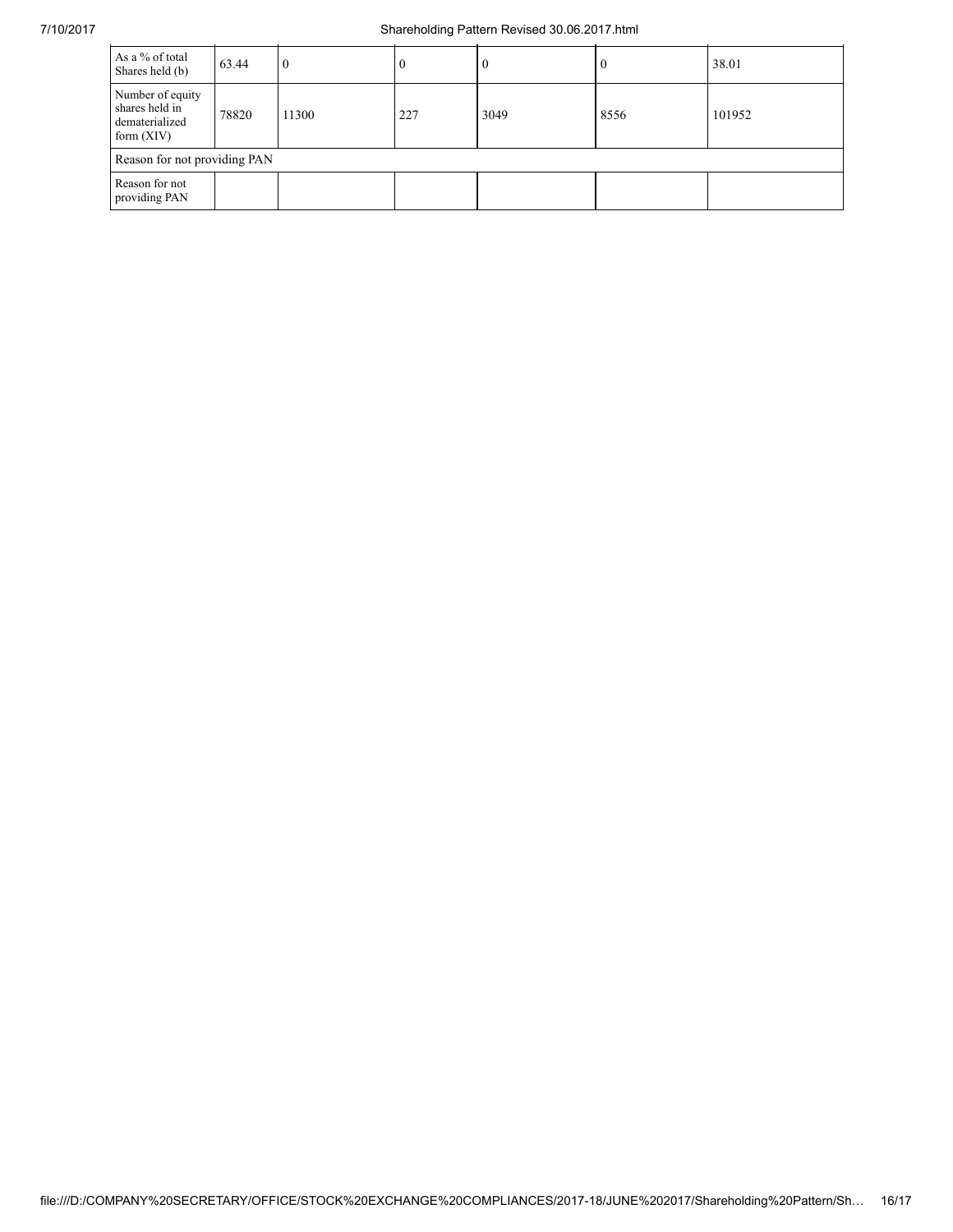| | | | | | | |
|---|---|---|---|---|---|---|
| As a % of total Shares held (b) | 63.44 | 0 | 0 | 0 | 0 | 38.01 |
| Number of equity shares held in dematerialized form (XIV) | 78820 | 11300 | 227 | 3049 | 8556 | 101952 |
| Reason for not providing PAN | | | | | | |
| Reason for not providing PAN | | | | | | |